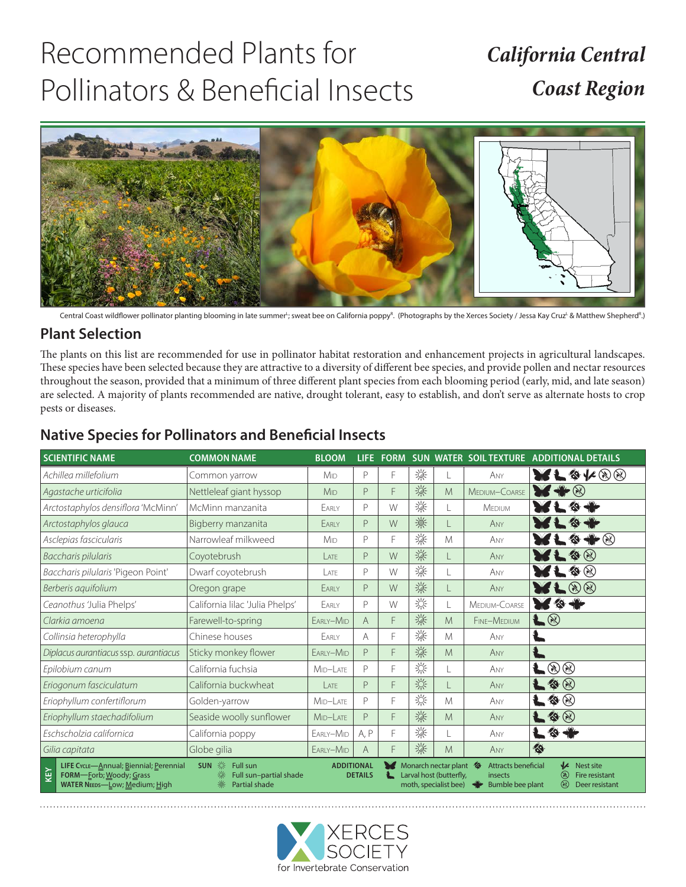# Recommended Plants for Pollinators & Beneficial Insects

## *California Central Coast Region*

Central Coast wildflower pollinator planting blooming in late summer[L]; sweat bee on California poppy[R]. (Photographs by the Xerces Society / Jessa Kay Cruz[L] & Matthew Shepherd[R].)

## Plant Selection

The plants on this list are recommended for use in pollinator habitat restoration and enhancement projects in agricultural landscapes. These species have been selected because they are attractive to a diversity of different bee species, and provide pollen and nectar resources throughout the season, provided that a minimum of three different plant species from each blooming period (early, mid, and late season) are selected. A majority of plants recommended are native, drought tolerant, easy to establish, and don't serve as alternate hosts to crop pests or diseases.

## Native Species for Pollinators and Beneficial Insects

| SCIENTIFIC NAME | COMMON NAME | BLOOM | LIFE | FORM | SUN | WATER | SOIL TEXTURE | ADDITIONAL DETAILS |
|---|---|---|---|---|---|---|---|---|
| *Achillea millefolium* | Common yarrow | Mid | P | F | Full sun | L | Any | Monarch nectar plant, Larval host, Attracts beneficial insects, Nest site, Fire resistant, Deer resistant |
| *Agastache urticifolia* | Nettleleaf giant hyssop | Mid | P | F | Full sun–partial shade | M | Medium–Coarse | Monarch nectar plant, Bumble bee plant, Deer resistant |
| *Arctostaphylos densiflora* 'McMinn' | McMinn manzanita | Early | P | W | Full sun | L | Medium | Monarch nectar plant, Larval host, Attracts beneficial insects, Bumble bee plant |
| *Arctostaphylos glauca* | Bigberry manzanita | Early | P | W | Full sun–partial shade | L | Any | Monarch nectar plant, Larval host, Attracts beneficial insects, Bumble bee plant |
| *Asclepias fascicularis* | Narrowleaf milkweed | Mid | P | F | Full sun | M | Any | Monarch nectar plant, Larval host, Attracts beneficial insects, Bumble bee plant, Deer resistant |
| *Baccharis pilularis* | Coyotebrush | Late | P | W | Full sun | L | Any | Monarch nectar plant, Larval host, Attracts beneficial insects, Deer resistant |
| *Baccharis pilularis* 'Pigeon Point' | Dwarf coyotebrush | Late | P | W | Full sun | L | Any | Monarch nectar plant, Larval host, Attracts beneficial insects, Deer resistant |
| *Berberis aquifolium* | Oregon grape | Early | P | W | Full sun–partial shade | L | Any | Monarch nectar plant, Larval host, Fire resistant, Deer resistant |
| *Ceanothus* 'Julia Phelps' | California lilac 'Julia Phelps' | Early | P | W | Full sun | L | Medium–Coarse | Monarch nectar plant, Attracts beneficial insects, Bumble bee plant |
| *Clarkia amoena* | Farewell-to-spring | Early–Mid | A | F | Full sun–partial shade | M | Fine–Medium | Larval host, Deer resistant |
| *Collinsia heterophylla* | Chinese houses | Early | A | F | Full sun–partial shade | M | Any | Larval host |
| *Diplacus aurantiacus* ssp. *aurantiacus* | Sticky monkey flower | Early–Mid | P | F | Full sun–partial shade | M | Any | Larval host |
| *Epilobium canum* | California fuchsia | Mid–Late | P | F | Full sun | L | Any | Larval host, Fire resistant, Deer resistant |
| *Eriogonum fasciculatum* | California buckwheat | Late | P | F | Full sun | L | Any | Larval host, Attracts beneficial insects, Deer resistant |
| *Eriophyllum confertiflorum* | Golden-yarrow | Mid–Late | P | F | Full sun | M | Any | Larval host, Attracts beneficial insects, Deer resistant |
| *Eriophyllum staechadifolium* | Seaside woolly sunflower | Mid–Late | P | F | Full sun–partial shade | M | Any | Larval host, Attracts beneficial insects, Deer resistant |
| *Eschscholzia californica* | California poppy | Early–Mid | A, P | F | Full sun | L | Any | Larval host, Attracts beneficial insects, Bumble bee plant |
| *Gilia capitata* | Globe gilia | Early–Mid | A | F | Full sun–partial shade | M | Any | Attracts beneficial insects |

**KEY**

- **LIFE CYCLE**—Annual; Biennial; Perennial
- **FORM**—Forb; Woody; Grass
- **WATER NEEDS**—Low; Medium; High
- **SUN**: Full sun; Full sun–partial shade; Partial shade
- **ADDITIONAL DETAILS**: Monarch nectar plant; Larval host (butterfly, moth, specialist bee); Attracts beneficial insects; Bumble bee plant; Nest site; Fire resistant; Deer resistant

XERCES SOCIETY for Invertebrate Conservation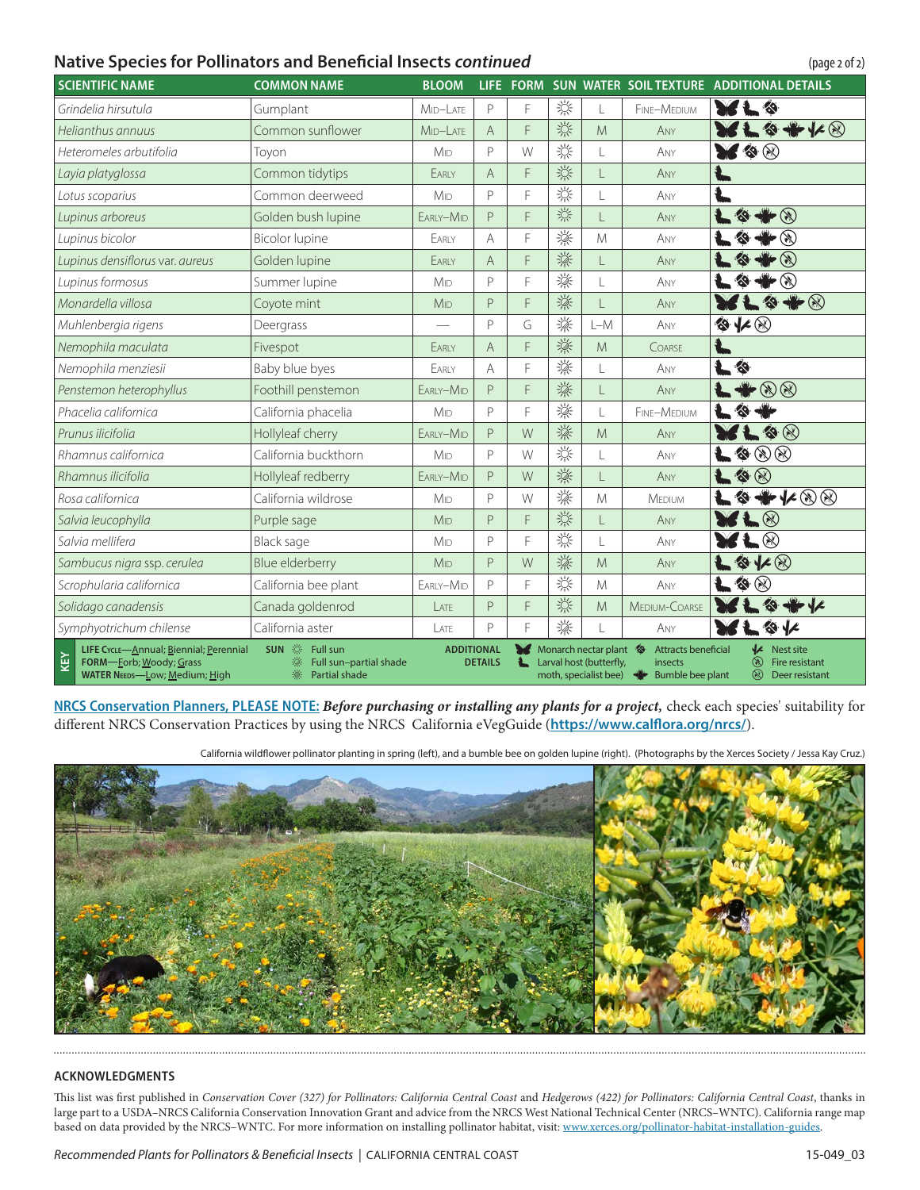## Native Species for Pollinators and Beneficial Insects *continued*

| SCIENTIFIC NAME | COMMON NAME | BLOOM | LIFE | FORM | SUN | WATER | SOIL TEXTURE | ADDITIONAL DETAILS |
|---|---|---|---|---|---|---|---|---|
| *Grindelia hirsutula* | Gumplant | Mid–Late | P | F | Full sun | L | Fine–Medium | Monarch nectar plant; Larval host; Attracts beneficial insects |
| *Helianthus annuus* | Common sunflower | Mid–Late | A | F | Full sun–partial shade | M | Any | Monarch nectar plant; Larval host; Attracts beneficial insects; Bumble bee plant; Nest site; Deer resistant |
| *Heteromeles arbutifolia* | Toyon | Mid | P | W | Full sun | L | Any | Monarch nectar plant; Attracts beneficial insects; Deer resistant |
| *Layia platyglossa* | Common tidytips | Early | A | F | Full sun–partial shade | L | Any | Larval host |
| *Lotus scoparius* | Common deerweed | Mid | P | F | Full sun | L | Any | Larval host |
| *Lupinus arboreus* | Golden bush lupine | Early–Mid | P | F | Full sun | L | Any | Larval host; Attracts beneficial insects; Bumble bee plant; Deer resistant |
| *Lupinus bicolor* | Bicolor lupine | Early | A | F | Full sun–partial shade | M | Any | Larval host; Attracts beneficial insects; Bumble bee plant; Deer resistant |
| *Lupinus densiflorus* var. *aureus* | Golden lupine | Early | A | F | Full sun–partial shade | L | Any | Larval host; Attracts beneficial insects; Bumble bee plant; Deer resistant |
| *Lupinus formosus* | Summer lupine | Mid | P | F | Full sun–partial shade | L | Any | Larval host; Attracts beneficial insects; Bumble bee plant; Deer resistant |
| *Monardella villosa* | Coyote mint | Mid | P | F | Full sun–partial shade | L | Any | Monarch nectar plant; Larval host; Attracts beneficial insects; Bumble bee plant; Deer resistant |
| *Muhlenbergia rigens* | Deergrass | — | P | G | Full sun–partial shade | L–M | Any | Attracts beneficial insects; Nest site; Deer resistant |
| *Nemophila maculata* | Fivespot | Early | A | F | Full sun–partial shade | M | Coarse | Larval host |
| *Nemophila menziesii* | Baby blue byes | Early | A | F | Full sun–partial shade | L | Any | Larval host; Attracts beneficial insects |
| *Penstemon heterophyllus* | Foothill penstemon | Early–Mid | P | F | Full sun–partial shade | L | Any | Larval host; Bumble bee plant; Fire resistant; Deer resistant |
| *Phacelia californica* | California phacelia | Mid | P | F | Full sun–partial shade | L | Fine–Medium | Larval host; Attracts beneficial insects; Bumble bee plant |
| *Prunus ilicifolia* | Hollyleaf cherry | Early–Mid | P | W | Full sun–partial shade | M | Any | Monarch nectar plant; Larval host; Attracts beneficial insects; Deer resistant |
| *Rhamnus californica* | California buckthorn | Mid | P | W | Full sun | L | Any | Larval host; Attracts beneficial insects; Fire resistant; Deer resistant |
| *Rhamnus ilicifolia* | Hollyleaf redberry | Early–Mid | P | W | Full sun–partial shade | L | Any | Larval host; Attracts beneficial insects; Deer resistant |
| *Rosa californica* | California wildrose | Mid | P | W | Full sun–partial shade | M | Medium | Larval host; Attracts beneficial insects; Bumble bee plant; Nest site; Fire resistant; Deer resistant |
| *Salvia leucophylla* | Purple sage | Mid | P | F | Full sun | L | Any | Monarch nectar plant; Larval host; Deer resistant |
| *Salvia mellifera* | Black sage | Mid | P | F | Full sun | L | Any | Monarch nectar plant; Larval host; Deer resistant |
| *Sambucus nigra* ssp. *cerulea* | Blue elderberry | Mid | P | W | Full sun–partial shade | M | Any | Larval host; Attracts beneficial insects; Nest site; Deer resistant |
| *Scrophularia californica* | California bee plant | Early–Mid | P | F | Full sun | M | Any | Larval host; Attracts beneficial insects; Deer resistant |
| *Solidago canadensis* | Canada goldenrod | Late | P | F | Full sun | M | Medium–Coarse | Monarch nectar plant; Larval host; Attracts beneficial insects; Bumble bee plant; Nest site |
| *Symphyotrichum chilense* | California aster | Late | P | F | Full sun | L | Any | Monarch nectar plant; Larval host; Attracts beneficial insects; Nest site |

**KEY**

- LIFE CYCLE—Annual; Biennial; Perennial
- FORM—Forb; Woody; Grass
- WATER NEEDS—Low; Medium; High
- SUN: Full sun; Full sun–partial shade; Partial shade
- ADDITIONAL DETAILS: Monarch nectar plant; Larval host (butterfly, moth, specialist bee); Attracts beneficial insects; Bumble bee plant; Nest site; Fire resistant; Deer resistant

**NRCS Conservation Planners, PLEASE NOTE:** ***Before purchasing or installing any plants for a project,*** check each species' suitability for different NRCS Conservation Practices by using the NRCS California eVegGuide (**https://www.calflora.org/nrcs/**).

California wildflower pollinator planting in spring (left), and a bumble bee on golden lupine (right). (Photographs by the Xerces Society / Jessa Kay Cruz.)

### ACKNOWLEDGMENTS

This list was first published in *Conservation Cover (327) for Pollinators: California Central Coast* and *Hedgerows (422) for Pollinators: California Central Coast*, thanks in large part to a USDA–NRCS California Conservation Innovation Grant and advice from the NRCS West National Technical Center (NRCS–WNTC). California range map based on data provided by the NRCS–WNTC. For more information on installing pollinator habitat, visit: www.xerces.org/pollinator-habitat-installation-guides.